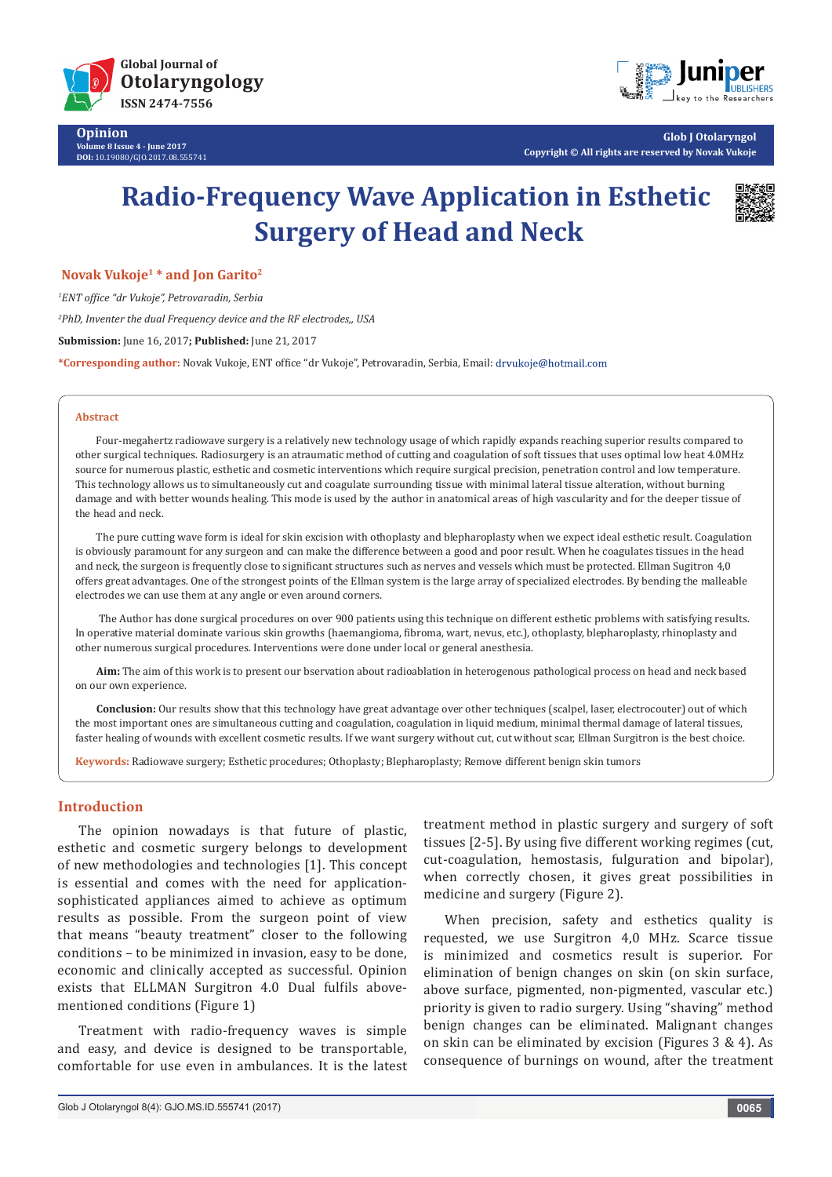Opinion

# Radio-Frequency Wave Application in Esthetic Surgery of Head and Neck

**Novak Vukoje[1] * and Jon Garito[2]**

*[1]ENT office "dr Vukoje", Petrovaradin, Serbia*

*[2]PhD, Inventer the dual Frequency device and the RF electrodes,, USA*

**Submission:** June 16, 2017; **Published:** June 21, 2017

**\*Corresponding author:** Novak Vukoje, ENT office "dr Vukoje", Petrovaradin, Serbia, Email: drvukoje@hotmail.com

## Abstract

Four-megahertz radiowave surgery is a relatively new technology usage of which rapidly expands reaching superior results compared to other surgical techniques. Radiosurgery is an atraumatic method of cutting and coagulation of soft tissues that uses optimal low heat 4.0MHz source for numerous plastic, esthetic and cosmetic interventions which require surgical precision, penetration control and low temperature. This technology allows us to simultaneously cut and coagulate surrounding tissue with minimal lateral tissue alteration, without burning damage and with better wounds healing. This mode is used by the author in anatomical areas of high vascularity and for the deeper tissue of the head and neck.

The pure cutting wave form is ideal for skin excision with othoplasty and blepharoplasty when we expect ideal esthetic result. Coagulation is obviously paramount for any surgeon and can make the difference between a good and poor result. When he coagulates tissues in the head and neck, the surgeon is frequently close to significant structures such as nerves and vessels which must be protected. Ellman Sugitron 4,0 offers great advantages. One of the strongest points of the Ellman system is the large array of specialized electrodes. By bending the malleable electrodes we can use them at any angle or even around corners.

The Author has done surgical procedures on over 900 patients using this technique on different esthetic problems with satisfying results. In operative material dominate various skin growths (haemangioma, fibroma, wart, nevus, etc.), othoplasty, blepharoplasty, rhinoplasty and other numerous surgical procedures. Interventions were done under local or general anesthesia.

**Aim:** The aim of this work is to present our bservation about radioablation in heterogenous pathological process on head and neck based on our own experience.

**Conclusion:** Our results show that this technology have great advantage over other techniques (scalpel, laser, electrocouter) out of which the most important ones are simultaneous cutting and coagulation, coagulation in liquid medium, minimal thermal damage of lateral tissues, faster healing of wounds with excellent cosmetic results. If we want surgery without cut, cut without scar, Ellman Surgitron is the best choice.

**Keywords:** Radiowave surgery; Esthetic procedures; Othoplasty; Blepharoplasty; Remove different benign skin tumors

## Introduction

The opinion nowadays is that future of plastic, esthetic and cosmetic surgery belongs to development of new methodologies and technologies [1]. This concept is essential and comes with the need for application-sophisticated appliances aimed to achieve as optimum results as possible. From the surgeon point of view that means "beauty treatment" closer to the following conditions – to be minimized in invasion, easy to be done, economic and clinically accepted as successful. Opinion exists that ELLMAN Surgitron 4.0 Dual fulfils above-mentioned conditions (Figure 1)

Treatment with radio-frequency waves is simple and easy, and device is designed to be transportable, comfortable for use even in ambulances. It is the latest treatment method in plastic surgery and surgery of soft tissues [2-5]. By using five different working regimes (cut, cut-coagulation, hemostasis, fulguration and bipolar), when correctly chosen, it gives great possibilities in medicine and surgery (Figure 2).

When precision, safety and esthetics quality is requested, we use Surgitron 4,0 MHz. Scarce tissue is minimized and cosmetics result is superior. For elimination of benign changes on skin (on skin surface, above surface, pigmented, non-pigmented, vascular etc.) priority is given to radio surgery. Using "shaving" method benign changes can be eliminated. Malignant changes on skin can be eliminated by excision (Figures 3 & 4). As consequence of burnings on wound, after the treatment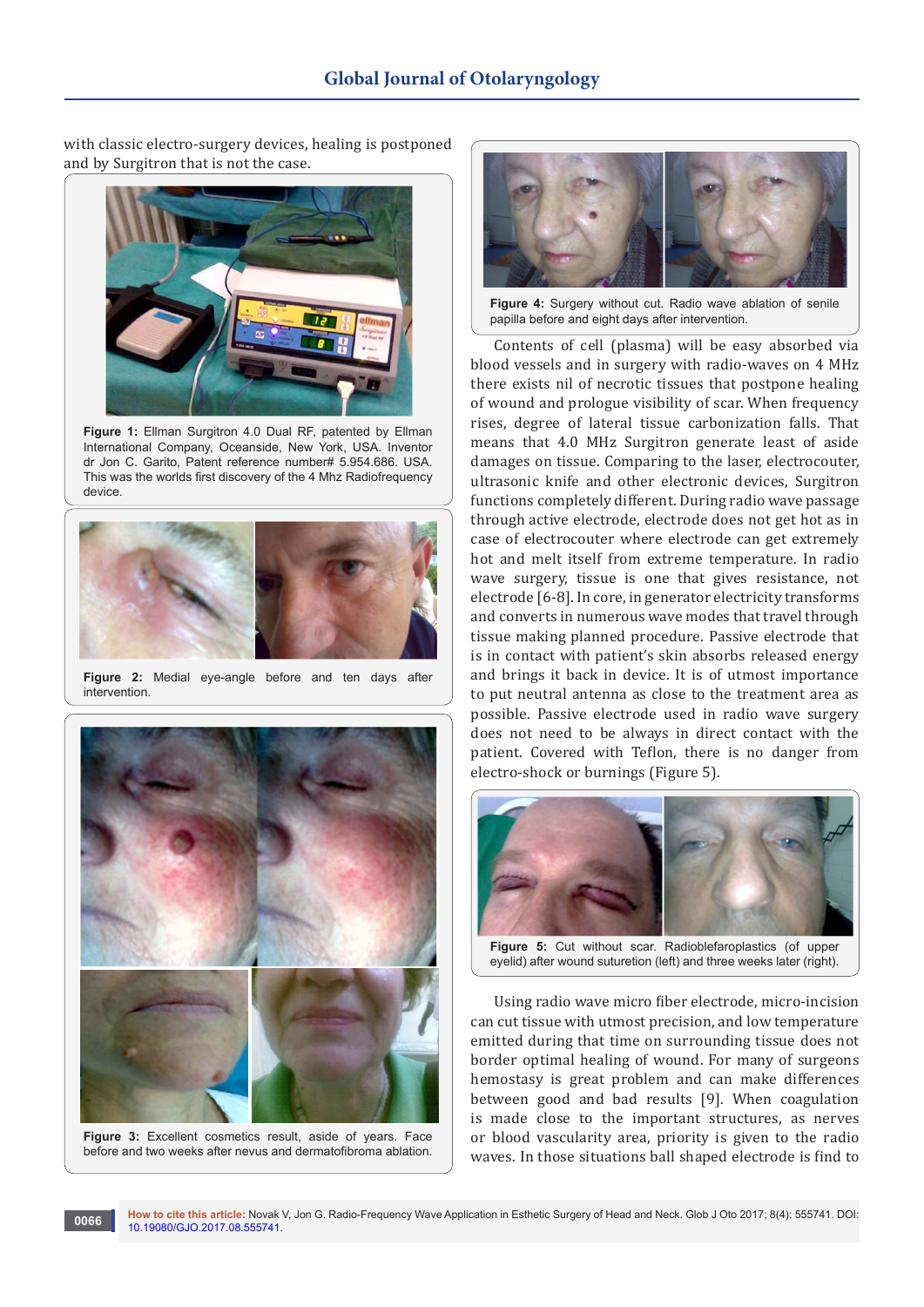with classic electro-surgery devices, healing is postponed and by Surgitron that is not the case.

**Figure 1:** Ellman Surgitron 4.0 Dual RF, patented by Ellman International Company, Oceanside, New York, USA. Inventor dr Jon C. Garito, Patent reference number# 5.954.686. USA. This was the worlds first discovery of the 4 Mhz Radiofrequency device.

**Figure 2:** Medial eye-angle before and ten days after intervention.

**Figure 3:** Excellent cosmetics result, aside of years. Face before and two weeks after nevus and dermatofibroma ablation.

**Figure 4:** Surgery without cut. Radio wave ablation of senile papilla before and eight days after intervention.

Contents of cell (plasma) will be easy absorbed via blood vessels and in surgery with radio-waves on 4 MHz there exists nil of necrotic tissues that postpone healing of wound and prologue visibility of scar. When frequency rises, degree of lateral tissue carbonization falls. That means that 4.0 MHz Surgitron generate least of aside damages on tissue. Comparing to the laser, electrocouter, ultrasonic knife and other electronic devices, Surgitron functions completely different. During radio wave passage through active electrode, electrode does not get hot as in case of electrocouter where electrode can get extremely hot and melt itself from extreme temperature. In radio wave surgery, tissue is one that gives resistance, not electrode [6-8]. In core, in generator electricity transforms and converts in numerous wave modes that travel through tissue making planned procedure. Passive electrode that is in contact with patient's skin absorbs released energy and brings it back in device. It is of utmost importance to put neutral antenna as close to the treatment area as possible. Passive electrode used in radio wave surgery does not need to be always in direct contact with the patient. Covered with Teflon, there is no danger from electro-shock or burnings (Figure 5).

**Figure 5:** Cut without scar. Radioblefaroplastics (of upper eyelid) after wound suturetion (left) and three weeks later (right).

Using radio wave micro fiber electrode, micro-incision can cut tissue with utmost precision, and low temperature emitted during that time on surrounding tissue does not border optimal healing of wound. For many of surgeons hemostasy is great problem and can make differences between good and bad results [9]. When coagulation is made close to the important structures, as nerves or blood vascularity area, priority is given to the radio waves. In those situations ball shaped electrode is find to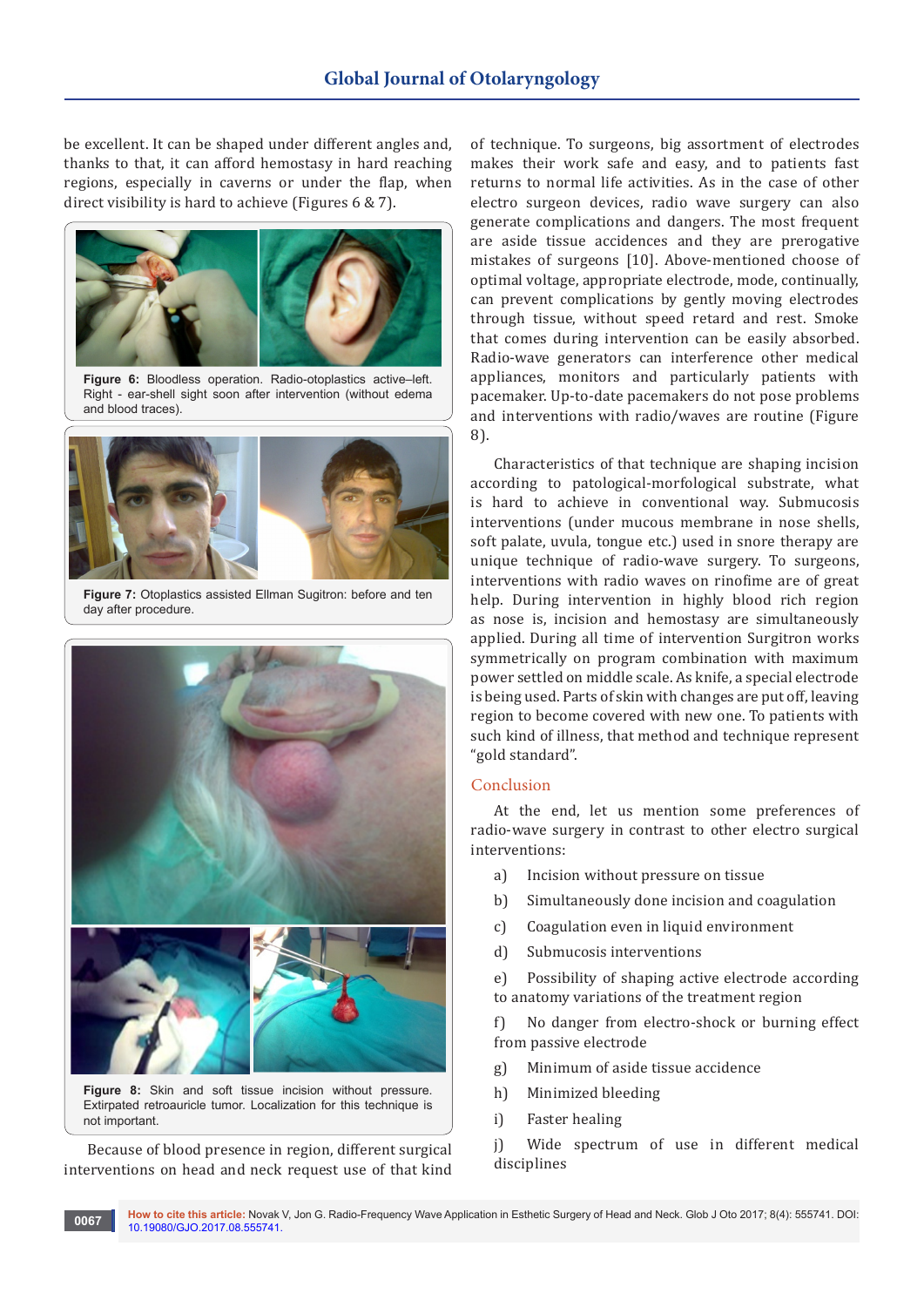be excellent. It can be shaped under different angles and, thanks to that, it can afford hemostasy in hard reaching regions, especially in caverns or under the flap, when direct visibility is hard to achieve (Figures 6 & 7).

**Figure 6:** Bloodless operation. Radio-otoplastics active–left. Right - ear-shell sight soon after intervention (without edema and blood traces).

**Figure 7:** Otoplastics assisted Ellman Sugitron: before and ten day after procedure.

**Figure 8:** Skin and soft tissue incision without pressure. Extirpated retroauricle tumor. Localization for this technique is not important.

Because of blood presence in region, different surgical interventions on head and neck request use of that kind of technique. To surgeons, big assortment of electrodes makes their work safe and easy, and to patients fast returns to normal life activities. As in the case of other electro surgeon devices, radio wave surgery can also generate complications and dangers. The most frequent are aside tissue accidences and they are prerogative mistakes of surgeons [10]. Above-mentioned choose of optimal voltage, appropriate electrode, mode, continually, can prevent complications by gently moving electrodes through tissue, without speed retard and rest. Smoke that comes during intervention can be easily absorbed. Radio-wave generators can interference other medical appliances, monitors and particularly patients with pacemaker. Up-to-date pacemakers do not pose problems and interventions with radio/waves are routine (Figure 8).

Characteristics of that technique are shaping incision according to patological-morfological substrate, what is hard to achieve in conventional way. Submucosis interventions (under mucous membrane in nose shells, soft palate, uvula, tongue etc.) used in snore therapy are unique technique of radio-wave surgery. To surgeons, interventions with radio waves on rinofime are of great help. During intervention in highly blood rich region as nose is, incision and hemostasy are simultaneously applied. During all time of intervention Surgitron works symmetrically on program combination with maximum power settled on middle scale. As knife, a special electrode is being used. Parts of skin with changes are put off, leaving region to become covered with new one. To patients with such kind of illness, that method and technique represent "gold standard".

## Conclusion

At the end, let us mention some preferences of radio-wave surgery in contrast to other electro surgical interventions:

a) Incision without pressure on tissue

b) Simultaneously done incision and coagulation

c) Coagulation even in liquid environment

d) Submucosis interventions

e) Possibility of shaping active electrode according to anatomy variations of the treatment region

f) No danger from electro-shock or burning effect from passive electrode

g) Minimum of aside tissue accidence

h) Minimized bleeding

i) Faster healing

j) Wide spectrum of use in different medical disciplines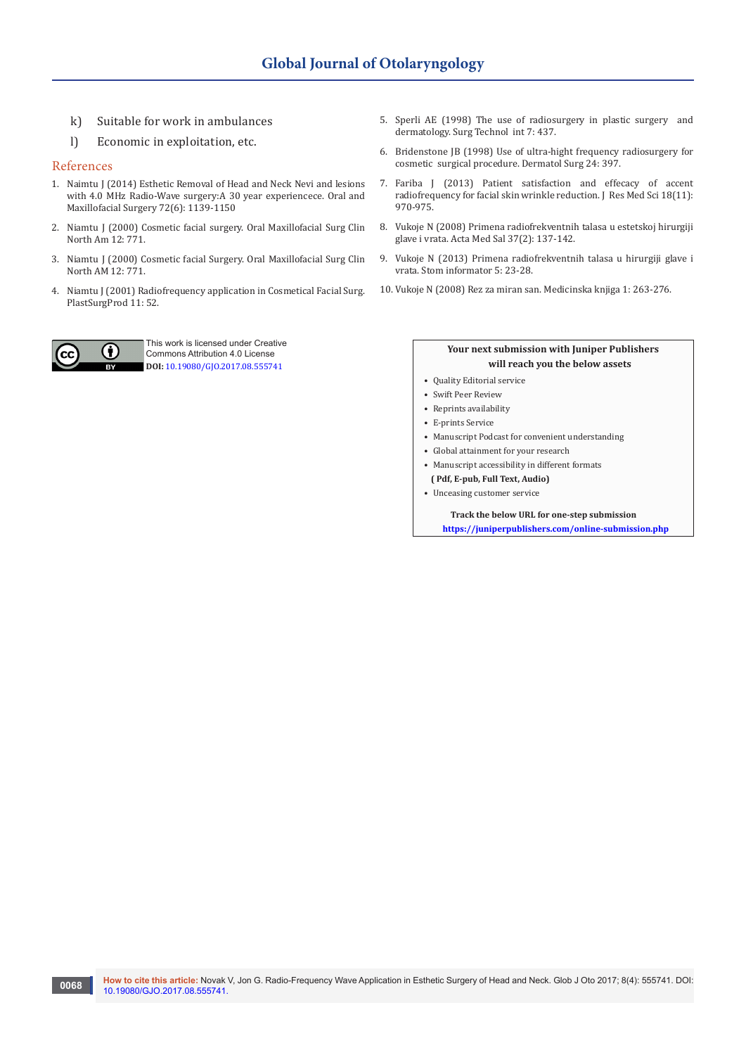k) Suitable for work in ambulances

l) Economic in exploitation, etc.

## References

1. Naimtu J (2014) Esthetic Removal of Head and Neck Nevi and lesions with 4.0 MHz Radio-Wave surgery:A 30 year experiencece. Oral and Maxillofacial Surgery 72(6): 1139-1150
2. Niamtu J (2000) Cosmetic facial surgery. Oral Maxillofacial Surg Clin North Am 12: 771.
3. Niamtu J (2000) Cosmetic facial Surgery. Oral Maxillofacial Surg Clin North AM 12: 771.
4. Niamtu J (2001) Radiofrequency application in Cosmetical Facial Surg. PlastSurgProd 11: 52.
5. Sperli AE (1998) The use of radiosurgery in plastic surgery and dermatology. Surg Technol int 7: 437.
6. Bridenstone JB (1998) Use of ultra-hight frequency radiosurgery for cosmetic surgical procedure. Dermatol Surg 24: 397.
7. Fariba J (2013) Patient satisfaction and effecacy of accent radiofrequency for facial skin wrinkle reduction. J Res Med Sci 18(11): 970-975.
8. Vukoje N (2008) Primena radiofrekventnih talasa u estetskoj hirurgiji glave i vrata. Acta Med Sal 37(2): 137-142.
9. Vukoje N (2013) Primena radiofrekventnih talasa u hirurgiji glave i vrata. Stom informator 5: 23-28.
10. Vukoje N (2008) Rez za miran san. Medicinska knjiga 1: 263-276.

This work is licensed under Creative Commons Attribution 4.0 License
**DOI:** 10.19080/GJO.2017.08.555741

**Your next submission with Juniper Publishers will reach you the below assets**

- Quality Editorial service
- Swift Peer Review
- Reprints availability
- E-prints Service
- Manuscript Podcast for convenient understanding
- Global attainment for your research
- Manuscript accessibility in different formats

  **( Pdf, E-pub, Full Text, Audio)**
- Unceasing customer service

**Track the below URL for one-step submission**
**https://juniperpublishers.com/online-submission.php**

**How to cite this article:** Novak V, Jon G. Radio-Frequency Wave Application in Esthetic Surgery of Head and Neck. Glob J Oto 2017; 8(4): 555741. DOI: 10.19080/GJO.2017.08.555741.